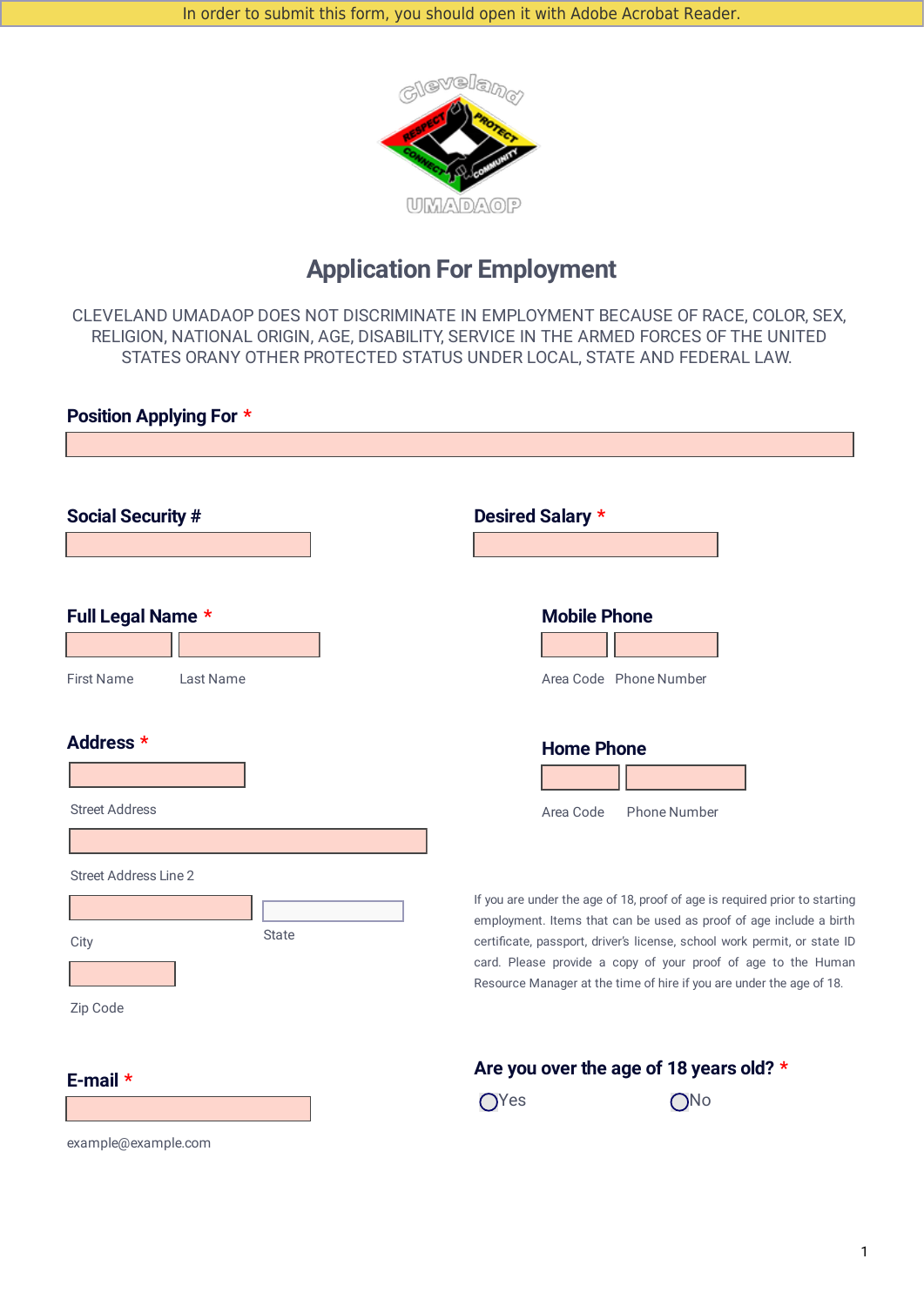In order to submit this form, you should open it with Adobe Acrobat Reader.

# Application For Employment

CLEVELAND UMADAOP DOES NOT DISCRIMINATE IN EMPLOYMENT BECAUSE OF RACE, COLOR, SEX, RELIGION, NATIONAL ORIGIN, AGE, DISABILITY, SERVICE IN THE ARMED FORCES OF THE UNITED STATES ORANY OTHER PROTECTED STATUS UNDER LOCAL, STATE AND FEDERAL LAW.

**Position Applying For** *

**Social Security #**

**Desired Salary** *

**Full Legal Name** *

First Name

Last Name

**Mobile Phone**

Area Code

Phone Number

**Address** *

Street Address

Street Address Line 2

City

State

Zip Code

**Home Phone**

Area Code

Phone Number

If you are under the age of 18, proof of age is required prior to starting employment. Items that can be used as proof of age include a birth certificate, passport, driver's license, school work permit, or state ID card. Please provide a copy of your proof of age to the Human Resource Manager at the time of hire if you are under the age of 18.

**E-mail** *

example@example.com

**Are you over the age of 18 years old?** *

◯ Yes

◯ No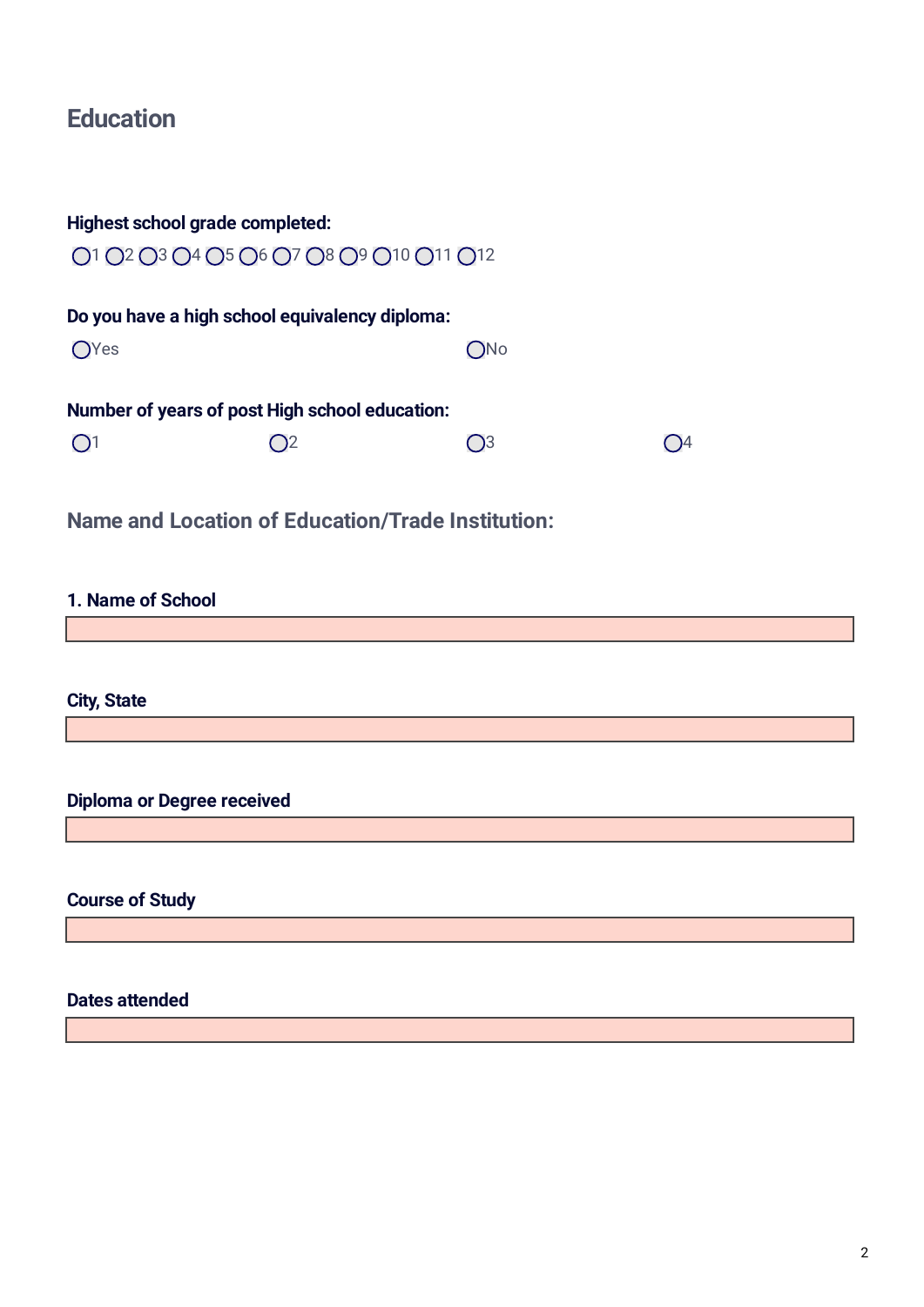# Education

**Highest school grade completed:**

○1 ○2 ○3 ○4 ○5 ○6 ○7 ○8 ○9 ○10 ○11 ○12

**Do you have a high school equivalency diploma:**

○Yes ○No

**Number of years of post High school education:**

○1 ○2 ○3 ○4

## Name and Location of Education/Trade Institution:

**1. Name of School**

**City, State**

**Diploma or Degree received**

**Course of Study**

**Dates attended**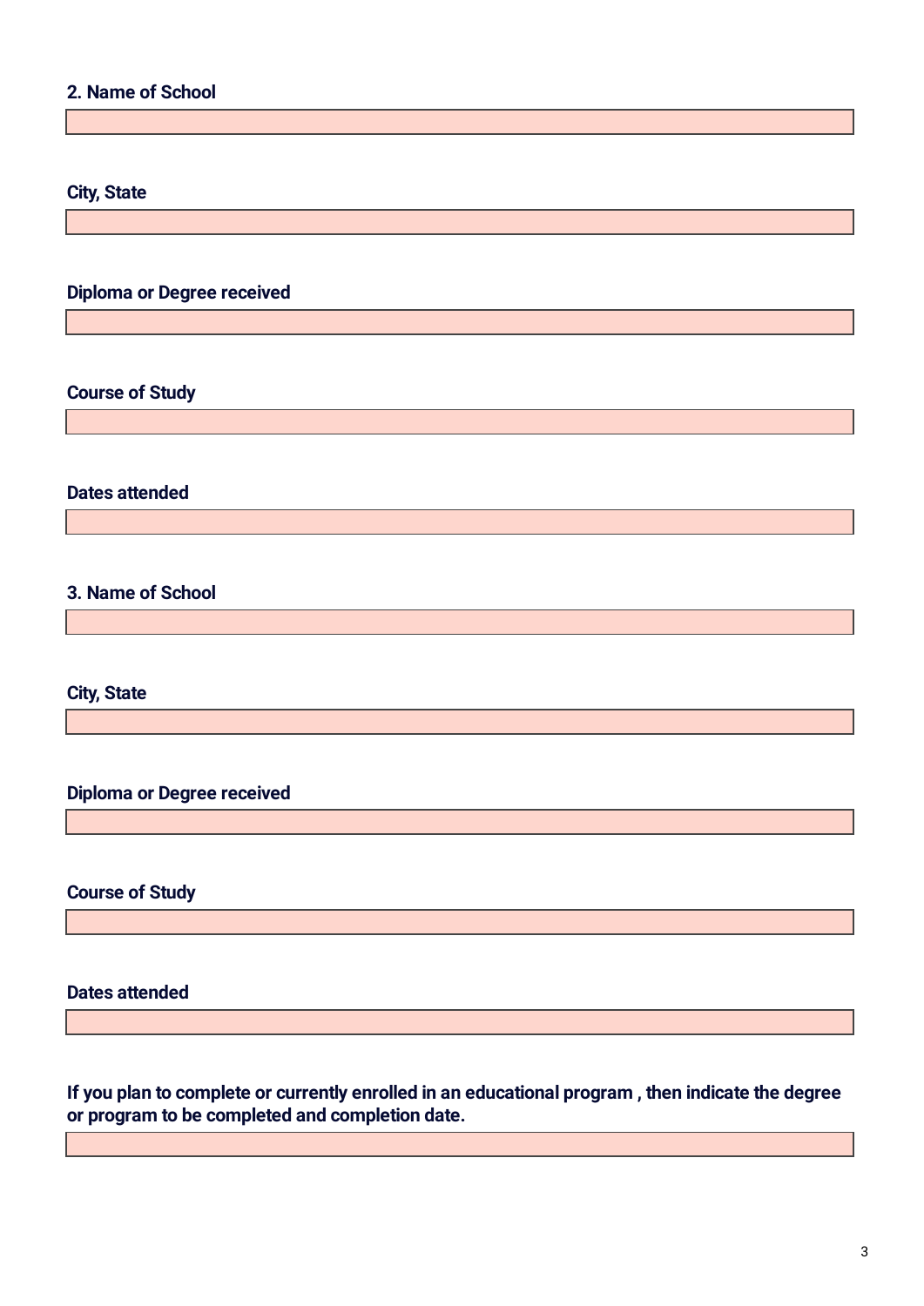**2. Name of School**

**City, State**

**Diploma or Degree received**

**Course of Study**

**Dates attended**

**3. Name of School**

**City, State**

**Diploma or Degree received**

**Course of Study**

**Dates attended**

**If you plan to complete or currently enrolled in an educational program , then indicate the degree or program to be completed and completion date.**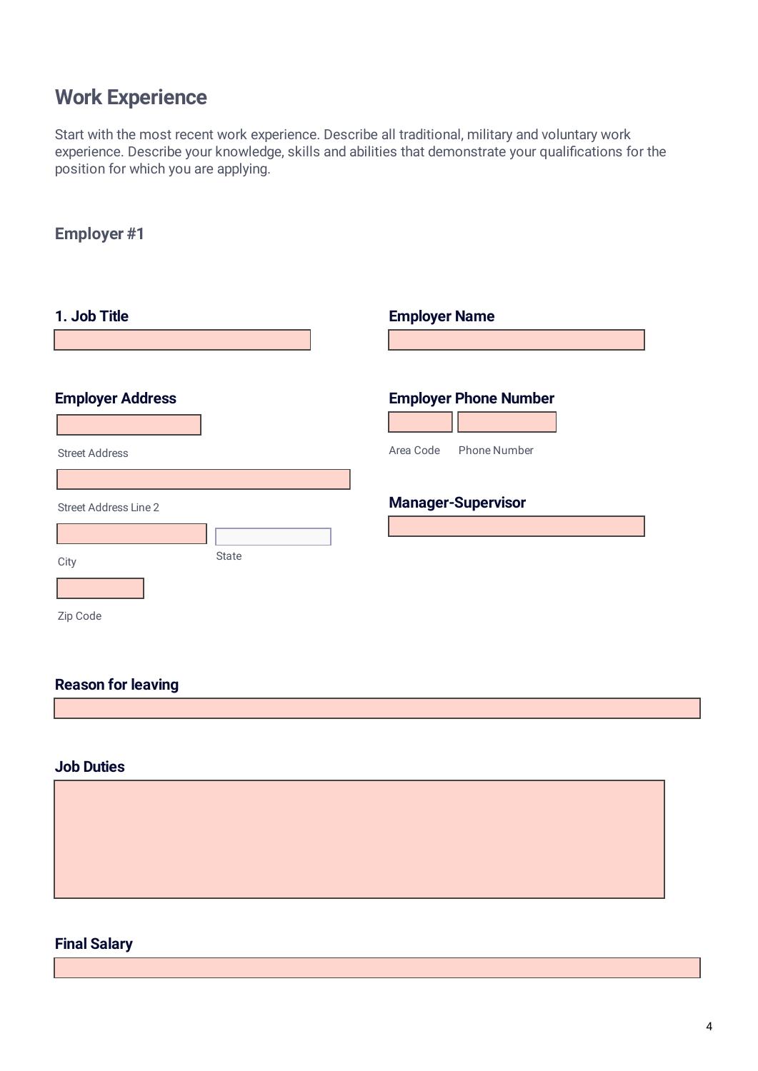## Work Experience

Start with the most recent work experience. Describe all traditional, military and voluntary work experience. Describe your knowledge, skills and abilities that demonstrate your qualifications for the position for which you are applying.

### Employer #1

**1. Job Title**

**Employer Name**

**Employer Address**

Street Address

Street Address Line 2

City

State

Zip Code

**Employer Phone Number**

Area Code

Phone Number

**Manager-Supervisor**

**Reason for leaving**

**Job Duties**

**Final Salary**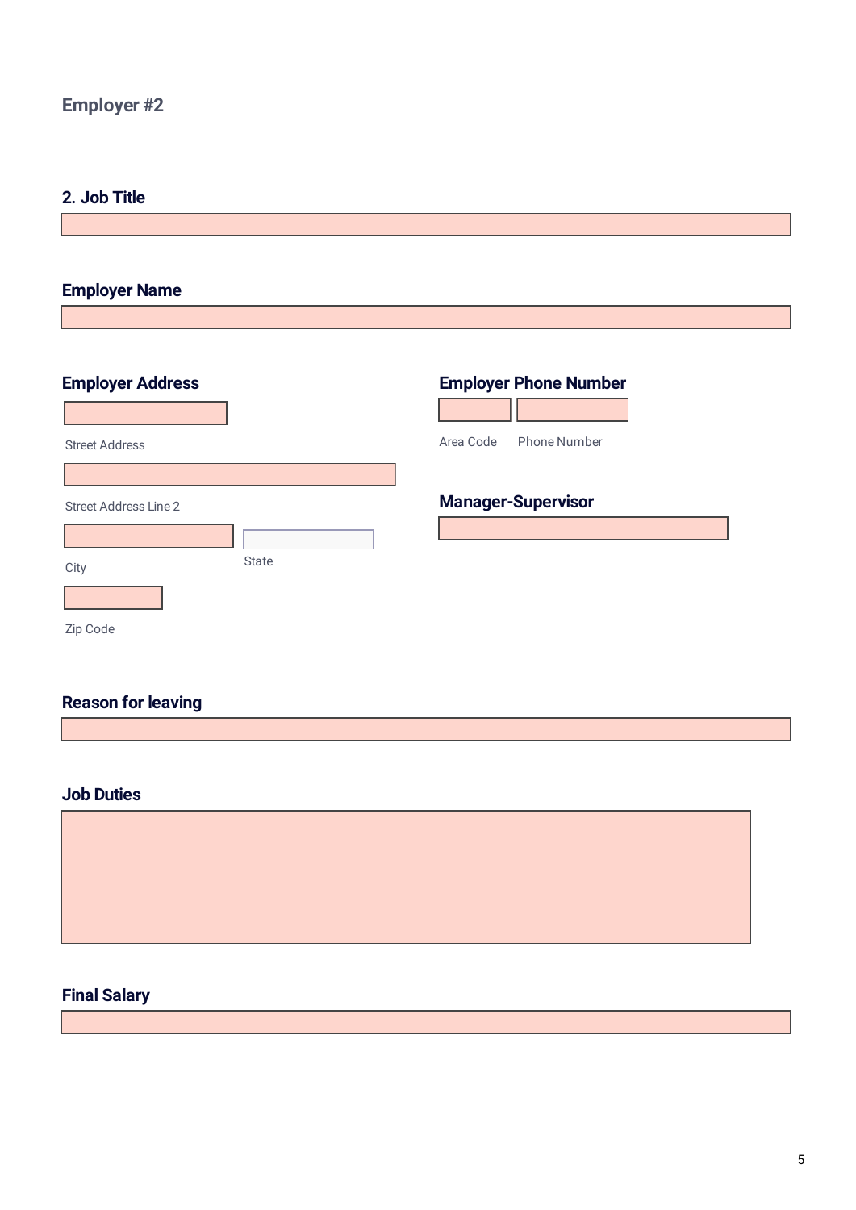## Employer #2

### 2. Job Title

### Employer Name

### Employer Address

Street Address

Street Address Line 2

City

State

Zip Code

### Employer Phone Number

Area Code

Phone Number

### Manager-Supervisor

### Reason for leaving

### Job Duties

### Final Salary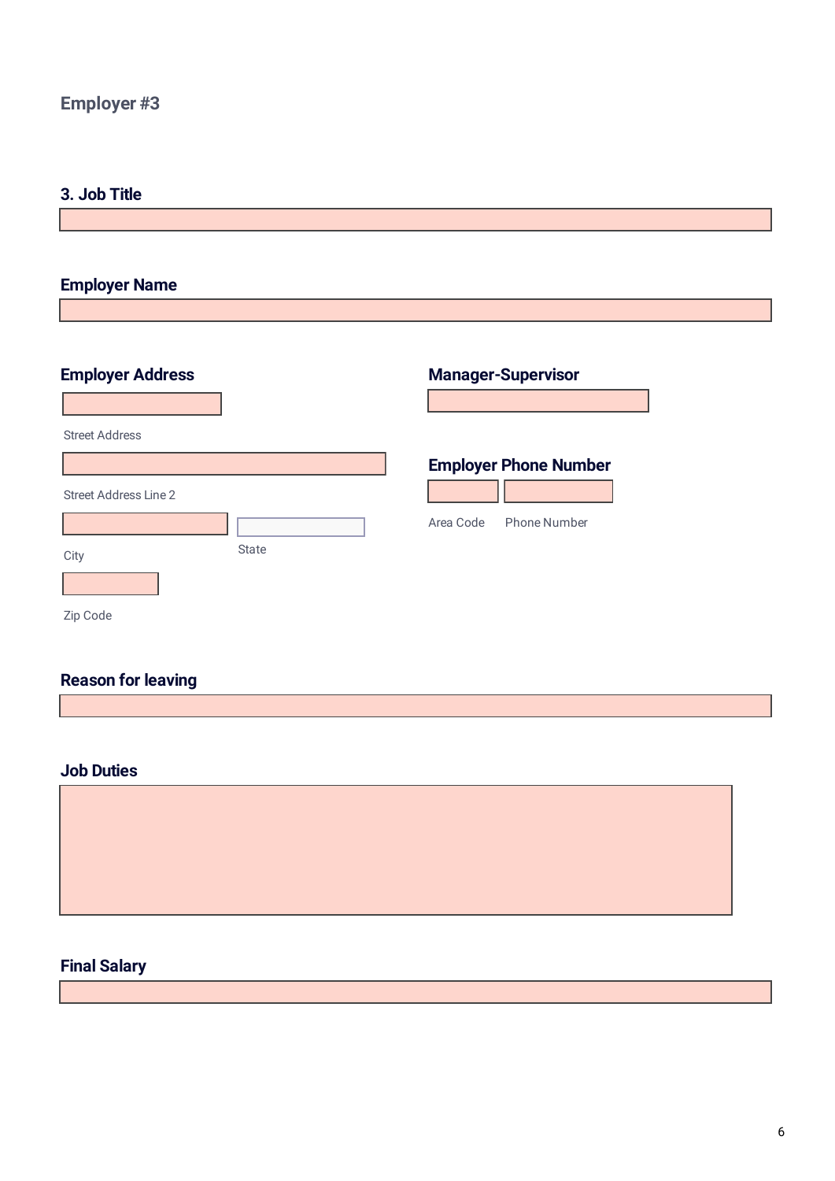## Employer #3

### 3. Job Title

### Employer Name

### Employer Address

Street Address

Street Address Line 2

City

State

Zip Code

### Manager-Supervisor

### Employer Phone Number

Area Code

Phone Number

### Reason for leaving

### Job Duties

### Final Salary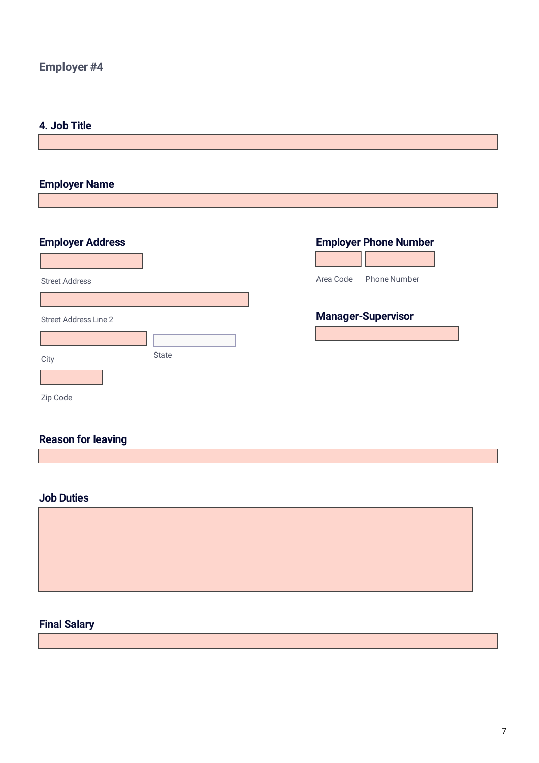## Employer #4

### 4. Job Title

### Employer Name

### Employer Address

Street Address

Street Address Line 2

City

State

Zip Code

### Employer Phone Number

Area Code

Phone Number

### Manager-Supervisor

### Reason for leaving

### Job Duties

### Final Salary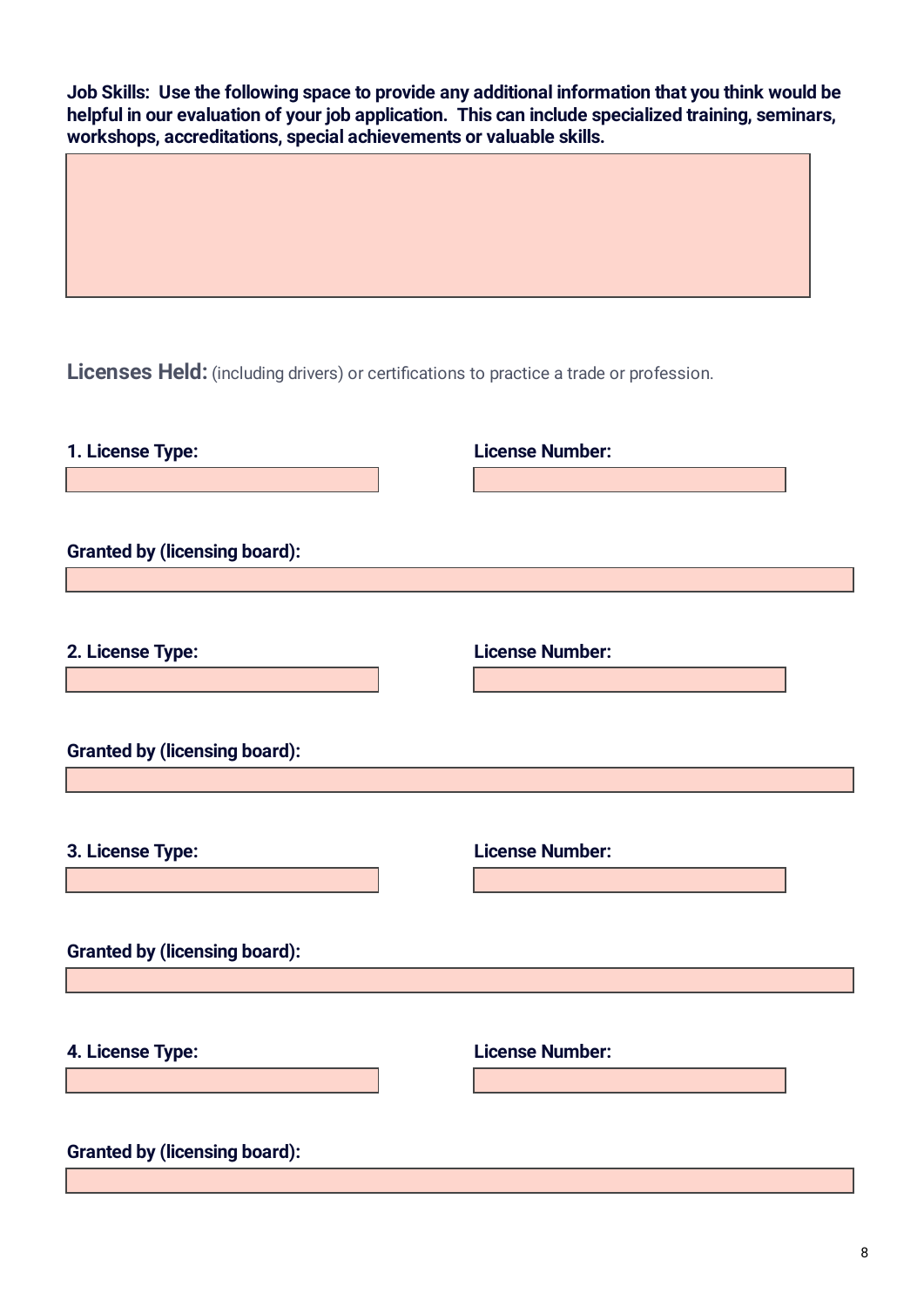**Job Skills: Use the following space to provide any additional information that you think would be helpful in our evaluation of your job application. This can include specialized training, seminars, workshops, accreditations, special achievements or valuable skills.**

**Licenses Held:** (including drivers) or certifications to practice a trade or profession.

**1. License Type:**

**License Number:**

**Granted by (licensing board):**

**2. License Type:**

**License Number:**

**Granted by (licensing board):**

**3. License Type:**

**License Number:**

**Granted by (licensing board):**

**4. License Type:**

**License Number:**

**Granted by (licensing board):**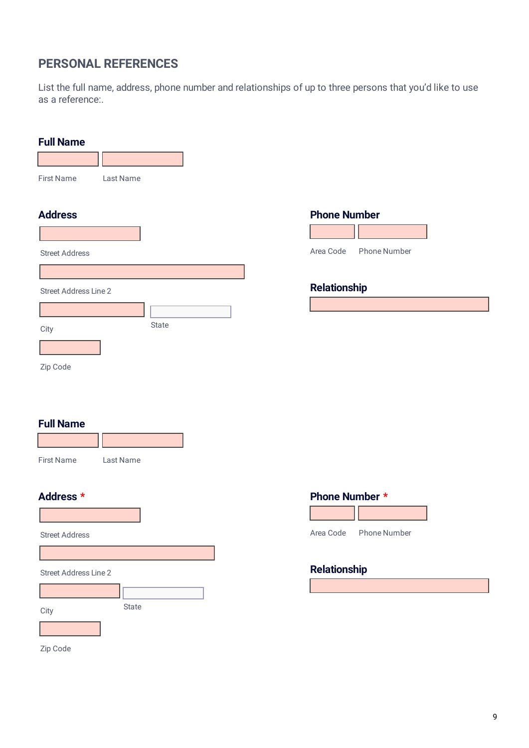## PERSONAL REFERENCES

List the full name, address, phone number and relationships of up to three persons that you'd like to use as a reference:.

**Full Name**

First Name

Last Name

**Address**

Street Address

Street Address Line 2

City

State

Zip Code

**Phone Number**

Area Code

Phone Number

**Relationship**

**Full Name**

First Name

Last Name

**Address** *

Street Address

Street Address Line 2

City

State

Zip Code

**Phone Number** *

Area Code

Phone Number

**Relationship**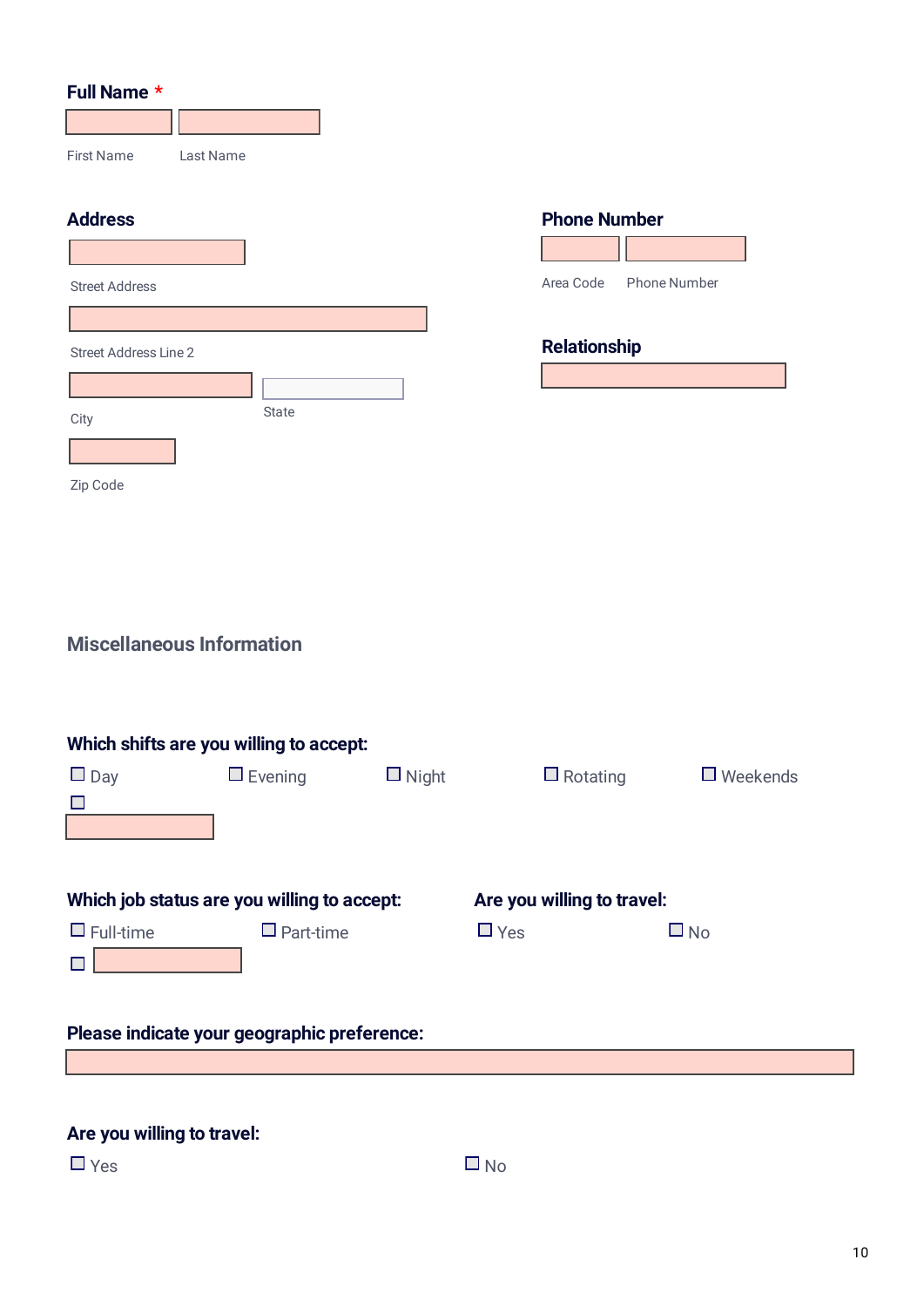**Full Name** *

First Name　Last Name

**Address**

Street Address

Street Address Line 2

City

State

Zip Code

**Phone Number**

Area Code　Phone Number

**Relationship**

## Miscellaneous Information

**Which shifts are you willing to accept:**

- [ ] Day
- [ ] Evening
- [ ] Night
- [ ] Rotating
- [ ] Weekends
- [ ]

**Which job status are you willing to accept:**

- [ ] Full-time
- [ ] Part-time
- [ ]

**Are you willing to travel:**

- [ ] Yes
- [ ] No

**Please indicate your geographic preference:**

**Are you willing to travel:**

- [ ] Yes
- [ ] No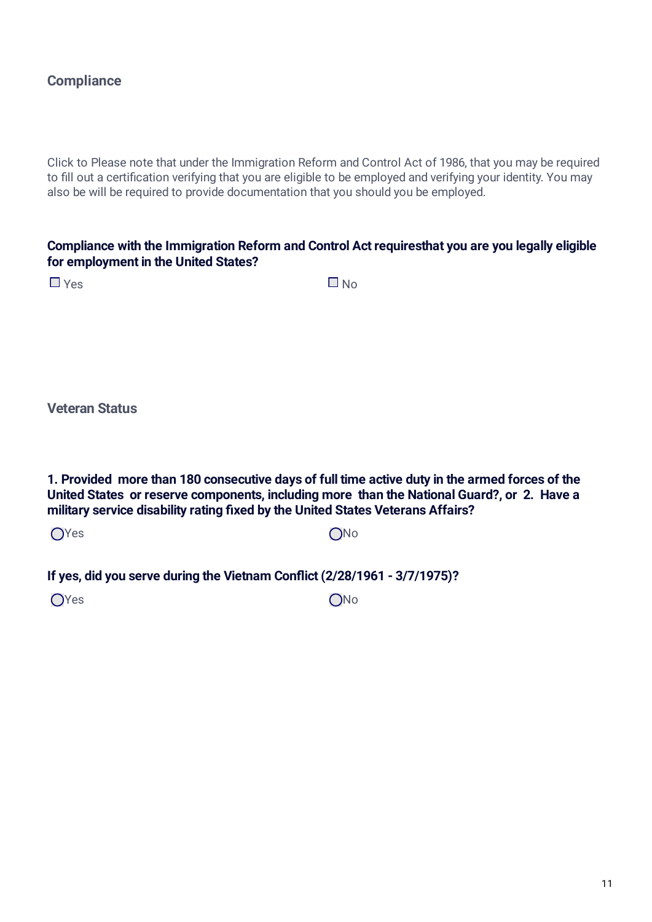## Compliance

Click to Please note that under the Immigration Reform and Control Act of 1986, that you may be required to fill out a certification verifying that you are eligible to be employed and verifying your identity. You may also be will be required to provide documentation that you should you be employed.

**Compliance with the Immigration Reform and Control Act requiresthat you are you legally eligible for employment in the United States?**

☐ Yes ☐ No

## Veteran Status

**1. Provided more than 180 consecutive days of full time active duty in the armed forces of the United States or reserve components, including more than the National Guard?, or 2. Have a military service disability rating fixed by the United States Veterans Affairs?**

◯ Yes ◯ No

**If yes, did you serve during the Vietnam Conflict (2/28/1961 - 3/7/1975)?**

◯ Yes ◯ No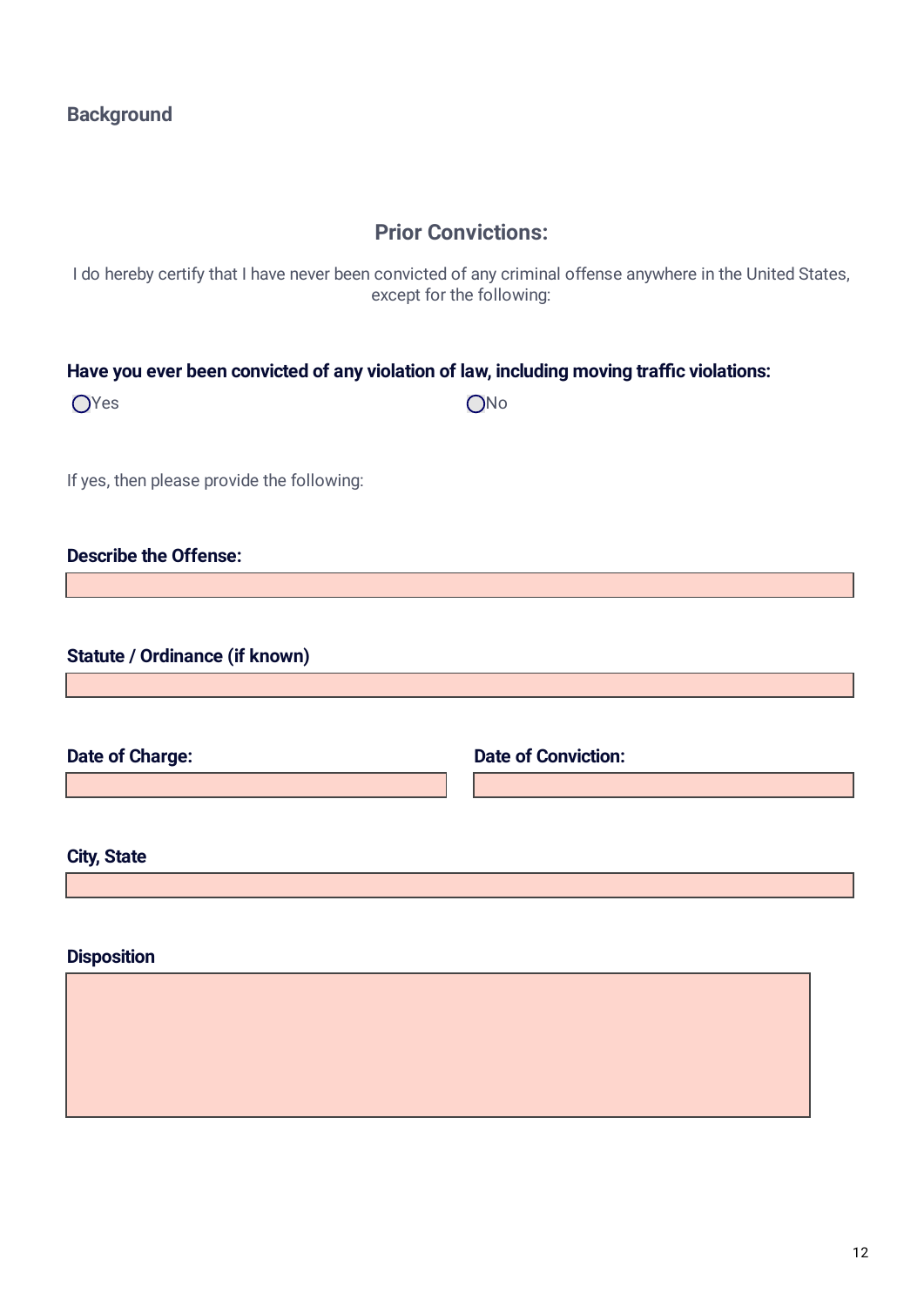## Background

### Prior Convictions:

I do hereby certify that I have never been convicted of any criminal offense anywhere in the United States, except for the following:

**Have you ever been convicted of any violation of law, including moving traffic violations:**

○ Yes ○ No

If yes, then please provide the following:

**Describe the Offense:**

**Statute / Ordinance (if known)**

**Date of Charge:**

**Date of Conviction:**

**City, State**

**Disposition**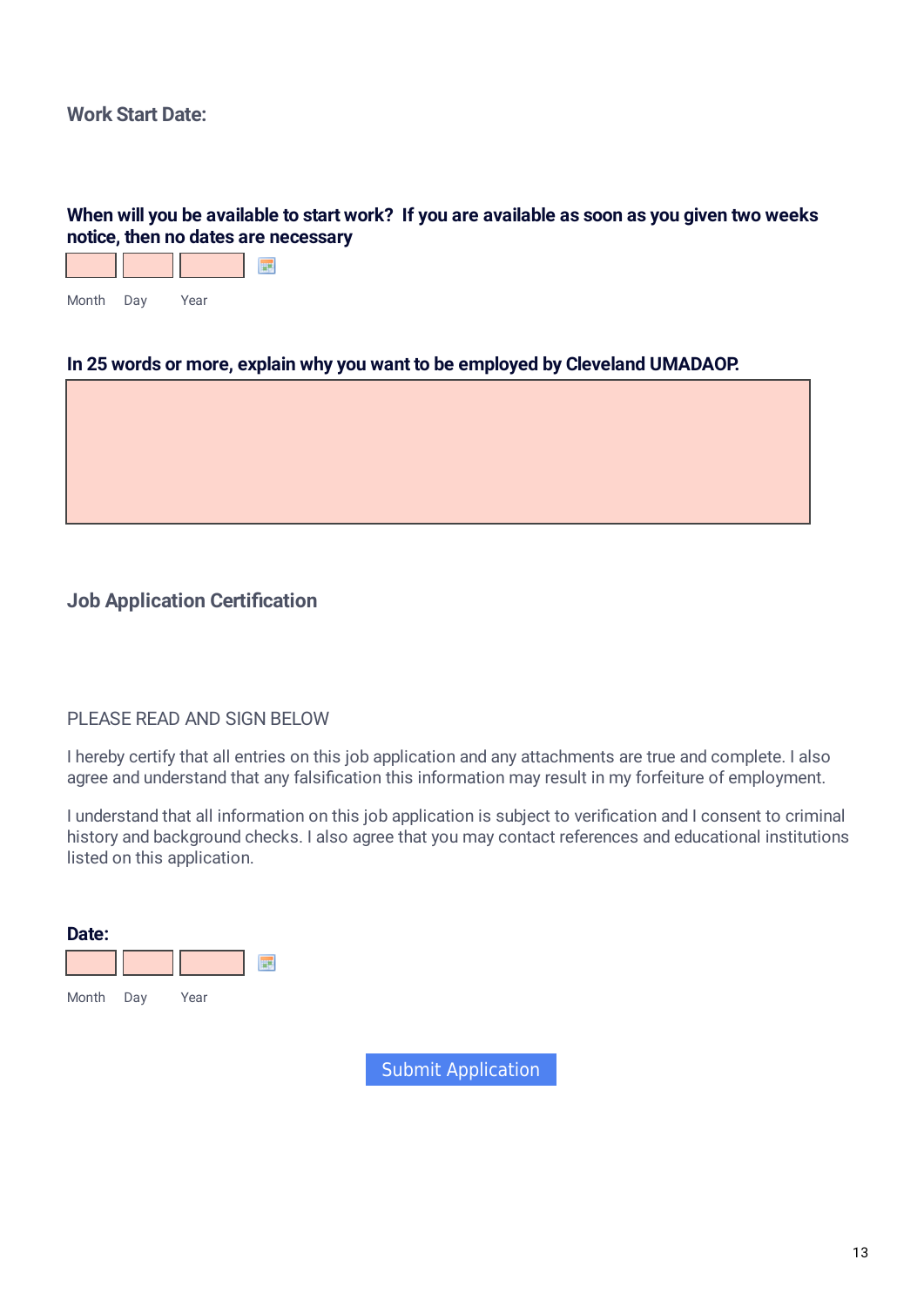## Work Start Date:

**When will you be available to start work? If you are available as soon as you given two weeks notice, then no dates are necessary**

Month Day Year

**In 25 words or more, explain why you want to be employed by Cleveland UMADAOP.**

## Job Application Certification

PLEASE READ AND SIGN BELOW

I hereby certify that all entries on this job application and any attachments are true and complete. I also agree and understand that any falsification this information may result in my forfeiture of employment.

I understand that all information on this job application is subject to verification and I consent to criminal history and background checks. I also agree that you may contact references and educational institutions listed on this application.

**Date:**

Month Day Year

Submit Application